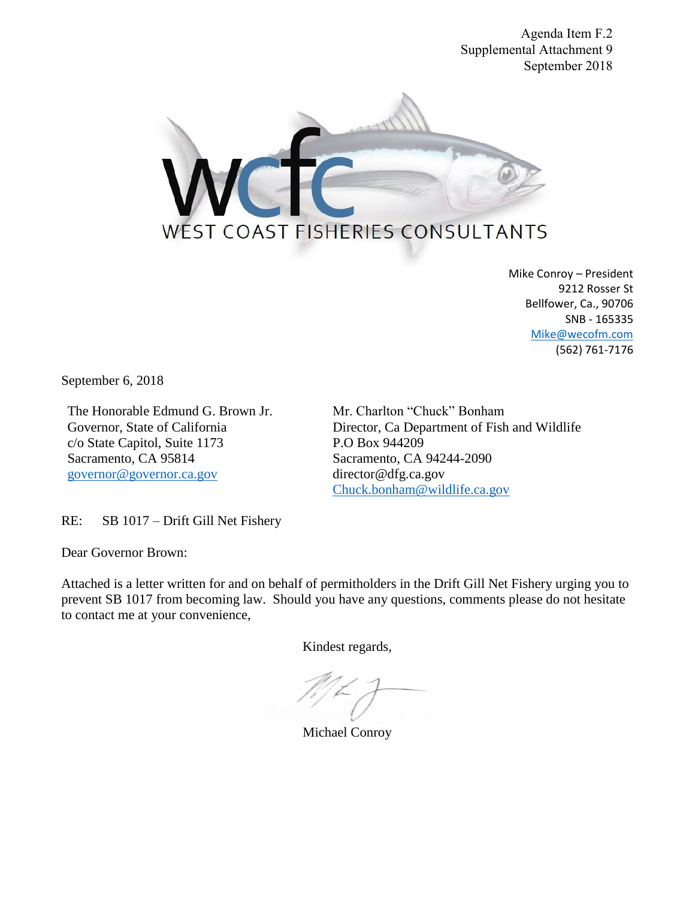Agenda Item F.2
Supplemental Attachment 9
September 2018

WEST COAST FISHERIES CONSULTANTS

Mike Conroy – President
9212 Rosser St
Bellfower, Ca., 90706
SNB - 165335
Mike@wecofm.com
(562) 761-7176

September 6, 2018

The Honorable Edmund G. Brown Jr.
Governor, State of California
c/o State Capitol, Suite 1173
Sacramento, CA 95814
governor@governor.ca.gov

Mr. Charlton "Chuck" Bonham
Director, Ca Department of Fish and Wildlife
P.O Box 944209
Sacramento, CA 94244-2090
director@dfg.ca.gov
Chuck.bonham@wildlife.ca.gov

RE: SB 1017 – Drift Gill Net Fishery

Dear Governor Brown:

Attached is a letter written for and on behalf of permitholders in the Drift Gill Net Fishery urging you to prevent SB 1017 from becoming law. Should you have any questions, comments please do not hesitate to contact me at your convenience,

Kindest regards,

Michael Conroy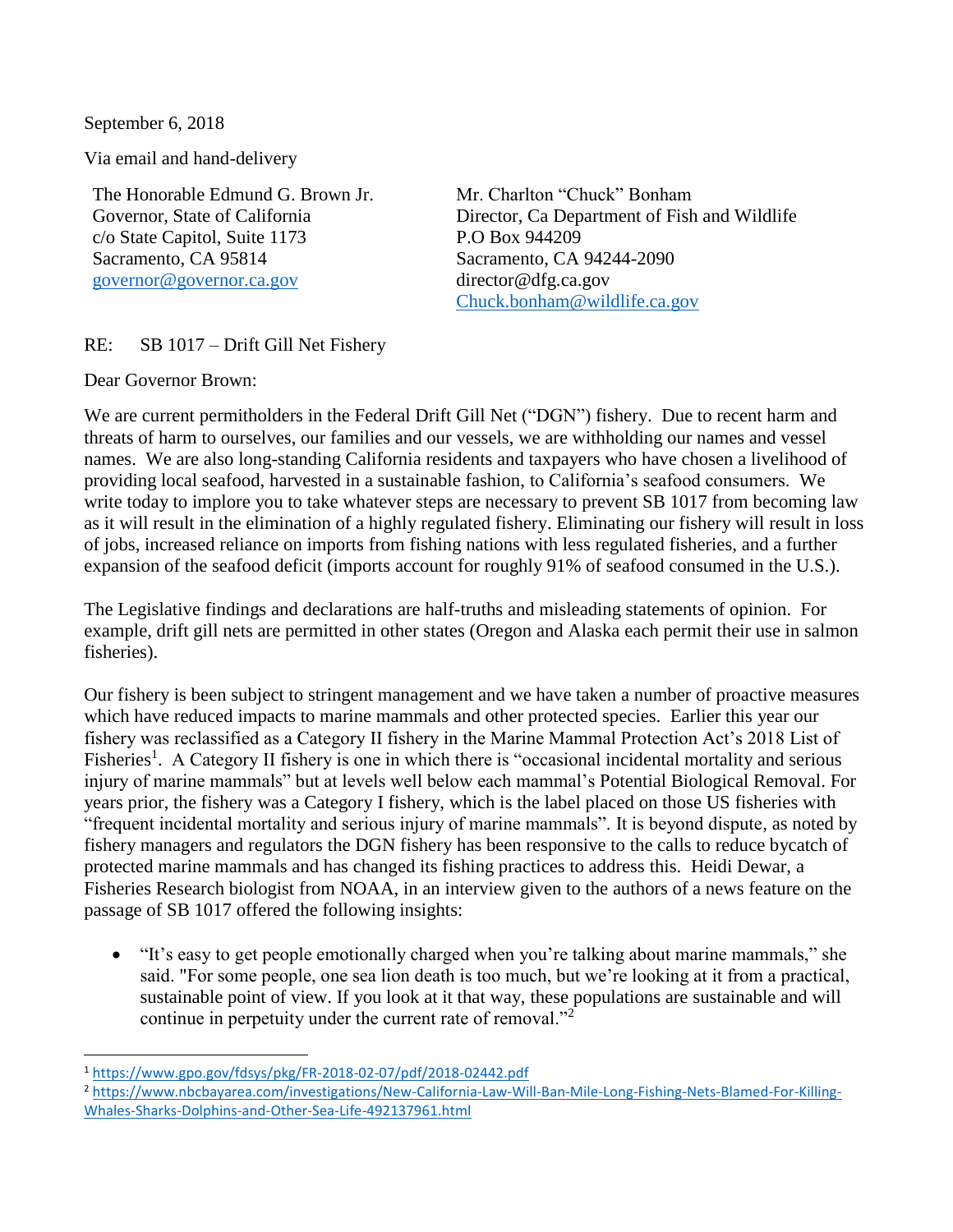September 6, 2018

Via email and hand-delivery

The Honorable Edmund G. Brown Jr.
Governor, State of California
c/o State Capitol, Suite 1173
Sacramento, CA 95814
governor@governor.ca.gov

Mr. Charlton "Chuck" Bonham
Director, Ca Department of Fish and Wildlife
P.O Box 944209
Sacramento, CA 94244-2090
director@dfg.ca.gov
Chuck.bonham@wildlife.ca.gov

RE: SB 1017 – Drift Gill Net Fishery

Dear Governor Brown:

We are current permitholders in the Federal Drift Gill Net ("DGN") fishery. Due to recent harm and threats of harm to ourselves, our families and our vessels, we are withholding our names and vessel names. We are also long-standing California residents and taxpayers who have chosen a livelihood of providing local seafood, harvested in a sustainable fashion, to California's seafood consumers. We write today to implore you to take whatever steps are necessary to prevent SB 1017 from becoming law as it will result in the elimination of a highly regulated fishery. Eliminating our fishery will result in loss of jobs, increased reliance on imports from fishing nations with less regulated fisheries, and a further expansion of the seafood deficit (imports account for roughly 91% of seafood consumed in the U.S.).

The Legislative findings and declarations are half-truths and misleading statements of opinion. For example, drift gill nets are permitted in other states (Oregon and Alaska each permit their use in salmon fisheries).

Our fishery is been subject to stringent management and we have taken a number of proactive measures which have reduced impacts to marine mammals and other protected species. Earlier this year our fishery was reclassified as a Category II fishery in the Marine Mammal Protection Act's 2018 List of Fisheries[1]. A Category II fishery is one in which there is "occasional incidental mortality and serious injury of marine mammals" but at levels well below each mammal's Potential Biological Removal. For years prior, the fishery was a Category I fishery, which is the label placed on those US fisheries with "frequent incidental mortality and serious injury of marine mammals". It is beyond dispute, as noted by fishery managers and regulators the DGN fishery has been responsive to the calls to reduce bycatch of protected marine mammals and has changed its fishing practices to address this. Heidi Dewar, a Fisheries Research biologist from NOAA, in an interview given to the authors of a news feature on the passage of SB 1017 offered the following insights:

- "It's easy to get people emotionally charged when you're talking about marine mammals," she said. "For some people, one sea lion death is too much, but we're looking at it from a practical, sustainable point of view. If you look at it that way, these populations are sustainable and will continue in perpetuity under the current rate of removal."[2]

---

[1] https://www.gpo.gov/fdsys/pkg/FR-2018-02-07/pdf/2018-02442.pdf

[2] https://www.nbcbayarea.com/investigations/New-California-Law-Will-Ban-Mile-Long-Fishing-Nets-Blamed-For-Killing-Whales-Sharks-Dolphins-and-Other-Sea-Life-492137961.html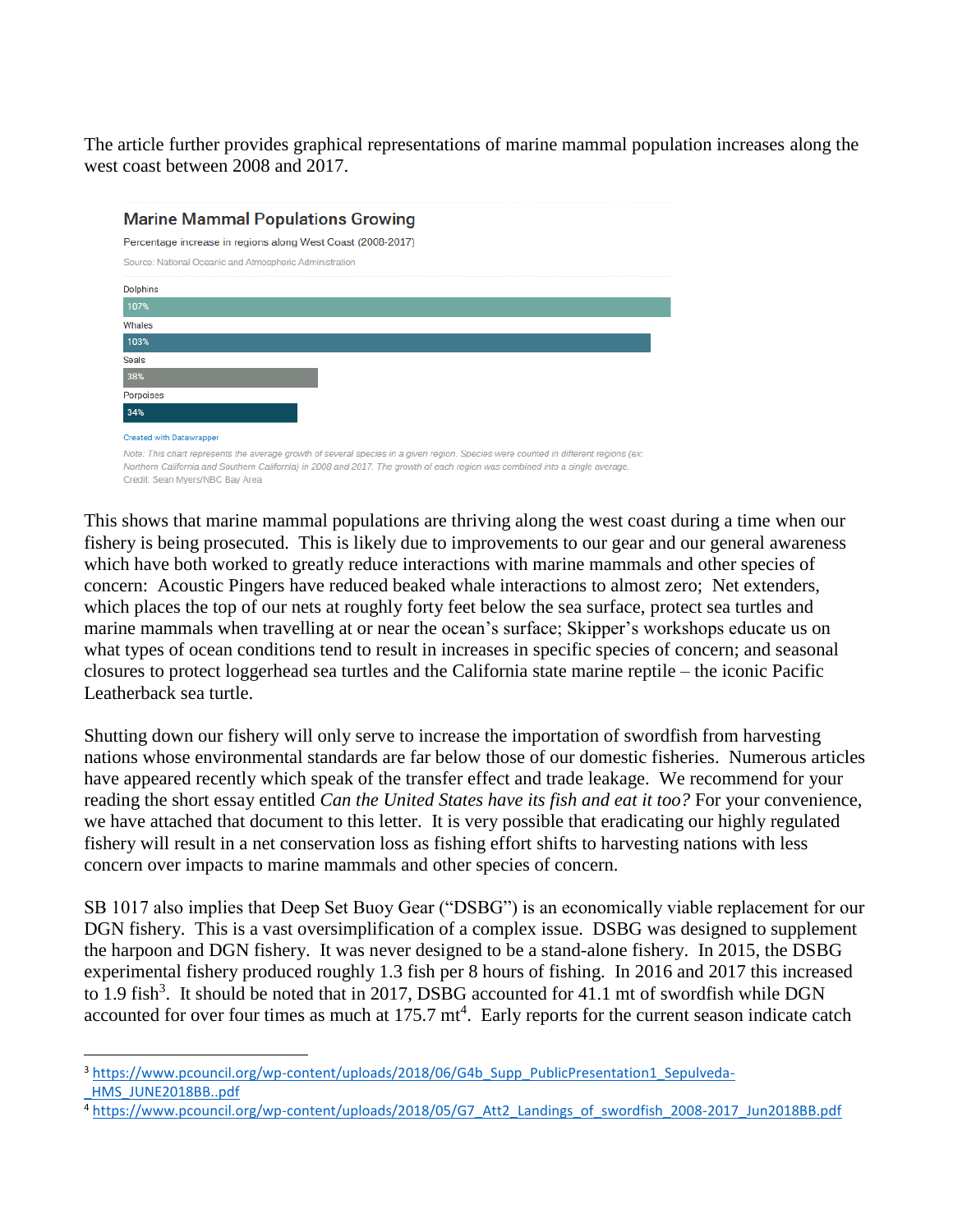The article further provides graphical representations of marine mammal population increases along the west coast between 2008 and 2017.

**Marine Mammal Populations Growing**

Percentage increase in regions along West Coast (2008-2017)

Source: National Oceanic and Atmospheric Administration

| Species | Percentage increase |
|---|---|
| Dolphins | 107% |
| Whales | 103% |
| Seals | 38% |
| Porpoises | 34% |

Created with Datawrapper

*Note: This chart represents the average growth of several species in a given region. Species were counted in different regions (ex: Northern California and Southern California) in 2008 and 2017. The growth of each region was combined into a single average.*

Credit: Sean Myers/NBC Bay Area

This shows that marine mammal populations are thriving along the west coast during a time when our fishery is being prosecuted. This is likely due to improvements to our gear and our general awareness which have both worked to greatly reduce interactions with marine mammals and other species of concern: Acoustic Pingers have reduced beaked whale interactions to almost zero; Net extenders, which places the top of our nets at roughly forty feet below the sea surface, protect sea turtles and marine mammals when travelling at or near the ocean's surface; Skipper's workshops educate us on what types of ocean conditions tend to result in increases in specific species of concern; and seasonal closures to protect loggerhead sea turtles and the California state marine reptile – the iconic Pacific Leatherback sea turtle.

Shutting down our fishery will only serve to increase the importation of swordfish from harvesting nations whose environmental standards are far below those of our domestic fisheries. Numerous articles have appeared recently which speak of the transfer effect and trade leakage. We recommend for your reading the short essay entitled *Can the United States have its fish and eat it too?* For your convenience, we have attached that document to this letter. It is very possible that eradicating our highly regulated fishery will result in a net conservation loss as fishing effort shifts to harvesting nations with less concern over impacts to marine mammals and other species of concern.

SB 1017 also implies that Deep Set Buoy Gear ("DSBG") is an economically viable replacement for our DGN fishery. This is a vast oversimplification of a complex issue. DSBG was designed to supplement the harpoon and DGN fishery. It was never designed to be a stand-alone fishery. In 2015, the DSBG experimental fishery produced roughly 1.3 fish per 8 hours of fishing. In 2016 and 2017 this increased to 1.9 fish[3]. It should be noted that in 2017, DSBG accounted for 41.1 mt of swordfish while DGN accounted for over four times as much at 175.7 mt[4]. Early reports for the current season indicate catch

[3] https://www.pcouncil.org/wp-content/uploads/2018/06/G4b_Supp_PublicPresentation1_Sepulveda-_HMS_JUNE2018BB..pdf

[4] https://www.pcouncil.org/wp-content/uploads/2018/05/G7_Att2_Landings_of_swordfish_2008-2017_Jun2018BB.pdf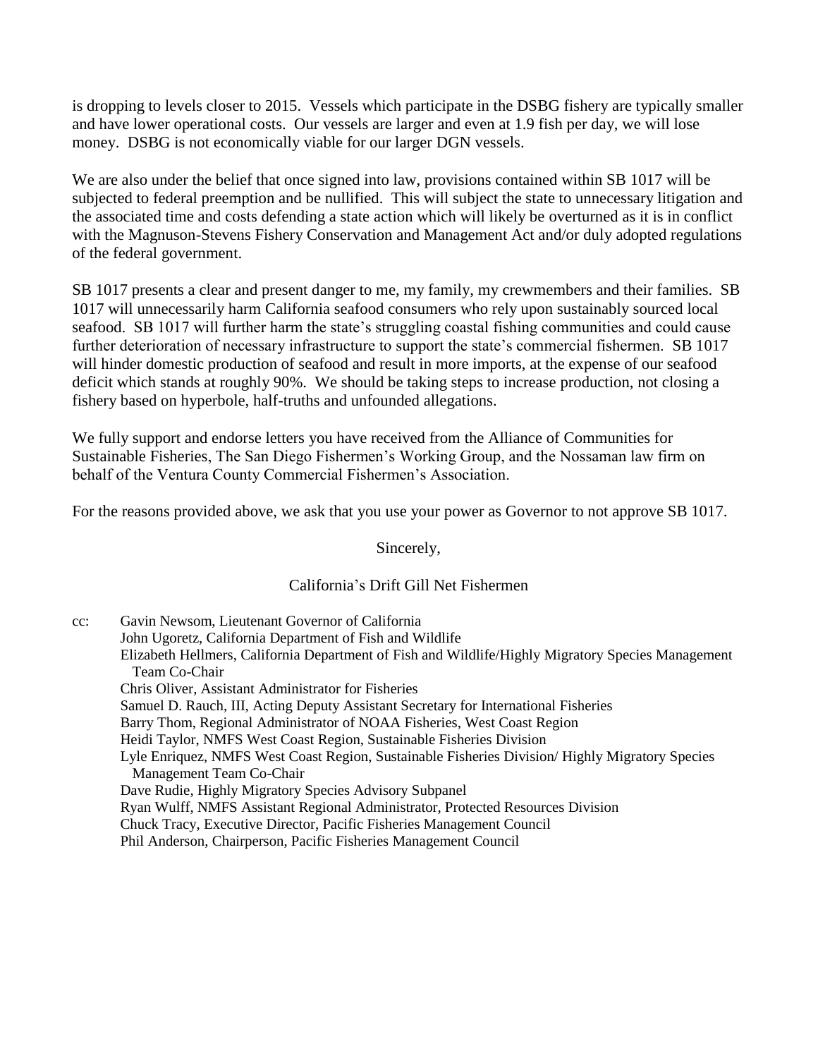is dropping to levels closer to 2015. Vessels which participate in the DSBG fishery are typically smaller and have lower operational costs. Our vessels are larger and even at 1.9 fish per day, we will lose money. DSBG is not economically viable for our larger DGN vessels.

We are also under the belief that once signed into law, provisions contained within SB 1017 will be subjected to federal preemption and be nullified. This will subject the state to unnecessary litigation and the associated time and costs defending a state action which will likely be overturned as it is in conflict with the Magnuson-Stevens Fishery Conservation and Management Act and/or duly adopted regulations of the federal government.

SB 1017 presents a clear and present danger to me, my family, my crewmembers and their families. SB 1017 will unnecessarily harm California seafood consumers who rely upon sustainably sourced local seafood. SB 1017 will further harm the state's struggling coastal fishing communities and could cause further deterioration of necessary infrastructure to support the state's commercial fishermen. SB 1017 will hinder domestic production of seafood and result in more imports, at the expense of our seafood deficit which stands at roughly 90%. We should be taking steps to increase production, not closing a fishery based on hyperbole, half-truths and unfounded allegations.

We fully support and endorse letters you have received from the Alliance of Communities for Sustainable Fisheries, The San Diego Fishermen's Working Group, and the Nossaman law firm on behalf of the Ventura County Commercial Fishermen's Association.

For the reasons provided above, we ask that you use your power as Governor to not approve SB 1017.

Sincerely,

California's Drift Gill Net Fishermen

cc: Gavin Newsom, Lieutenant Governor of California
John Ugoretz, California Department of Fish and Wildlife
Elizabeth Hellmers, California Department of Fish and Wildlife/Highly Migratory Species Management Team Co-Chair
Chris Oliver, Assistant Administrator for Fisheries
Samuel D. Rauch, III, Acting Deputy Assistant Secretary for International Fisheries
Barry Thom, Regional Administrator of NOAA Fisheries, West Coast Region
Heidi Taylor, NMFS West Coast Region, Sustainable Fisheries Division
Lyle Enriquez, NMFS West Coast Region, Sustainable Fisheries Division/ Highly Migratory Species Management Team Co-Chair
Dave Rudie, Highly Migratory Species Advisory Subpanel
Ryan Wulff, NMFS Assistant Regional Administrator, Protected Resources Division
Chuck Tracy, Executive Director, Pacific Fisheries Management Council
Phil Anderson, Chairperson, Pacific Fisheries Management Council